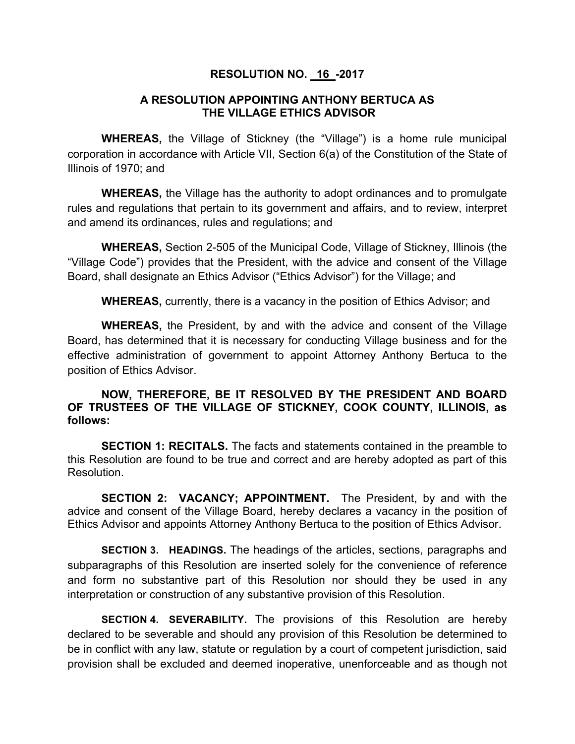# RESOLUTION NO. 16 -2017

## A RESOLUTION APPOINTING ANTHONY BERTUCA AS THE VILLAGE ETHICS ADVISOR

**WHEREAS,** the Village of Stickney (the "Village") is a home rule municipal corporation in accordance with Article VII, Section 6(a) of the Constitution of the State of Illinois of 1970; and

**WHEREAS,** the Village has the authority to adopt ordinances and to promulgate rules and regulations that pertain to its government and affairs, and to review, interpret and amend its ordinances, rules and regulations; and

**WHEREAS,** Section 2-505 of the Municipal Code, Village of Stickney, Illinois (the "Village Code") provides that the President, with the advice and consent of the Village Board, shall designate an Ethics Advisor ("Ethics Advisor") for the Village; and

**WHEREAS,** currently, there is a vacancy in the position of Ethics Advisor; and

**WHEREAS,** the President, by and with the advice and consent of the Village Board, has determined that it is necessary for conducting Village business and for the effective administration of government to appoint Attorney Anthony Bertuca to the position of Ethics Advisor.

**NOW, THEREFORE, BE IT RESOLVED BY THE PRESIDENT AND BOARD OF TRUSTEES OF THE VILLAGE OF STICKNEY, COOK COUNTY, ILLINOIS, as follows:**

**SECTION 1: RECITALS.** The facts and statements contained in the preamble to this Resolution are found to be true and correct and are hereby adopted as part of this Resolution.

**SECTION 2: VACANCY; APPOINTMENT.** The President, by and with the advice and consent of the Village Board, hereby declares a vacancy in the position of Ethics Advisor and appoints Attorney Anthony Bertuca to the position of Ethics Advisor.

**SECTION 3. HEADINGS.** The headings of the articles, sections, paragraphs and subparagraphs of this Resolution are inserted solely for the convenience of reference and form no substantive part of this Resolution nor should they be used in any interpretation or construction of any substantive provision of this Resolution.

**SECTION 4. SEVERABILITY.** The provisions of this Resolution are hereby declared to be severable and should any provision of this Resolution be determined to be in conflict with any law, statute or regulation by a court of competent jurisdiction, said provision shall be excluded and deemed inoperative, unenforceable and as though not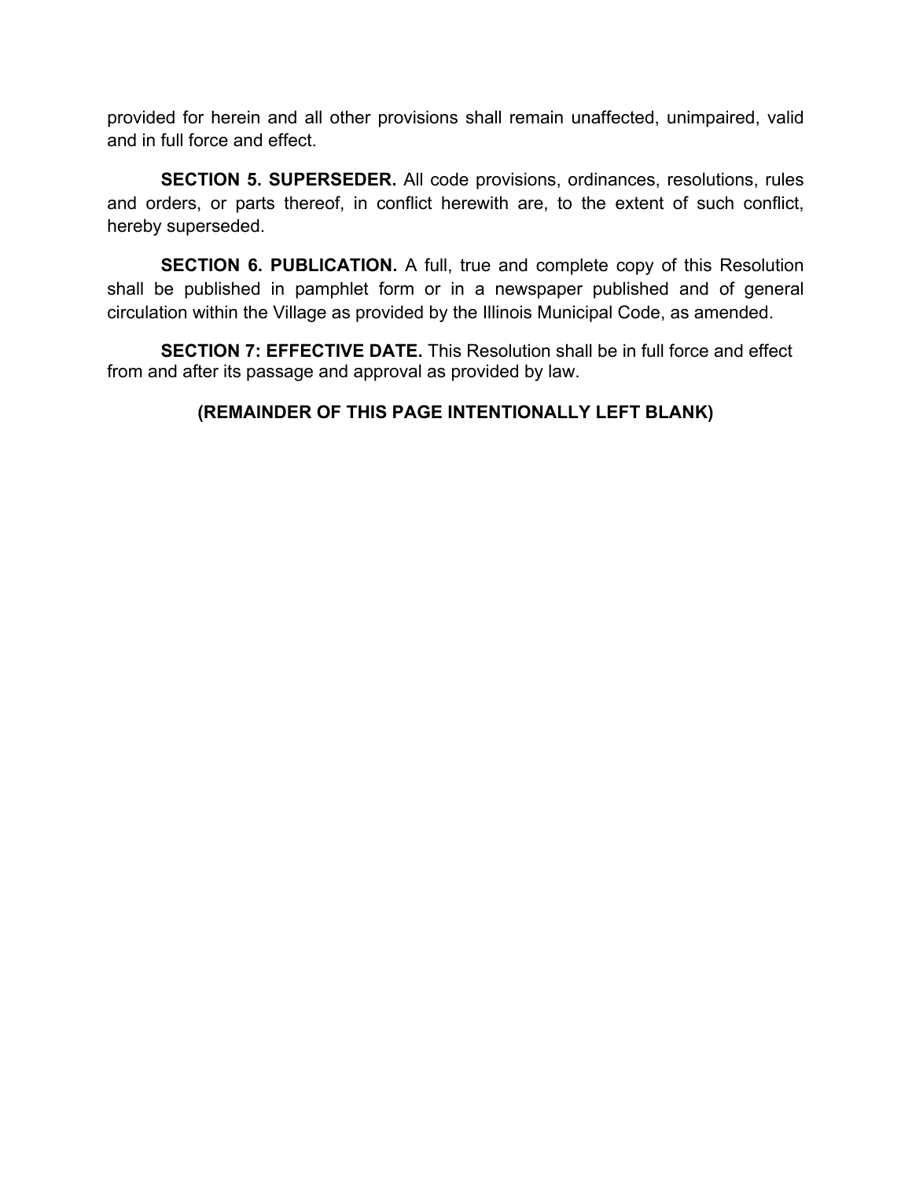provided for herein and all other provisions shall remain unaffected, unimpaired, valid and in full force and effect.

**SECTION 5. SUPERSEDER.** All code provisions, ordinances, resolutions, rules and orders, or parts thereof, in conflict herewith are, to the extent of such conflict, hereby superseded.

**SECTION 6. PUBLICATION.** A full, true and complete copy of this Resolution shall be published in pamphlet form or in a newspaper published and of general circulation within the Village as provided by the Illinois Municipal Code, as amended.

**SECTION 7: EFFECTIVE DATE.** This Resolution shall be in full force and effect from and after its passage and approval as provided by law.

**(REMAINDER OF THIS PAGE INTENTIONALLY LEFT BLANK)**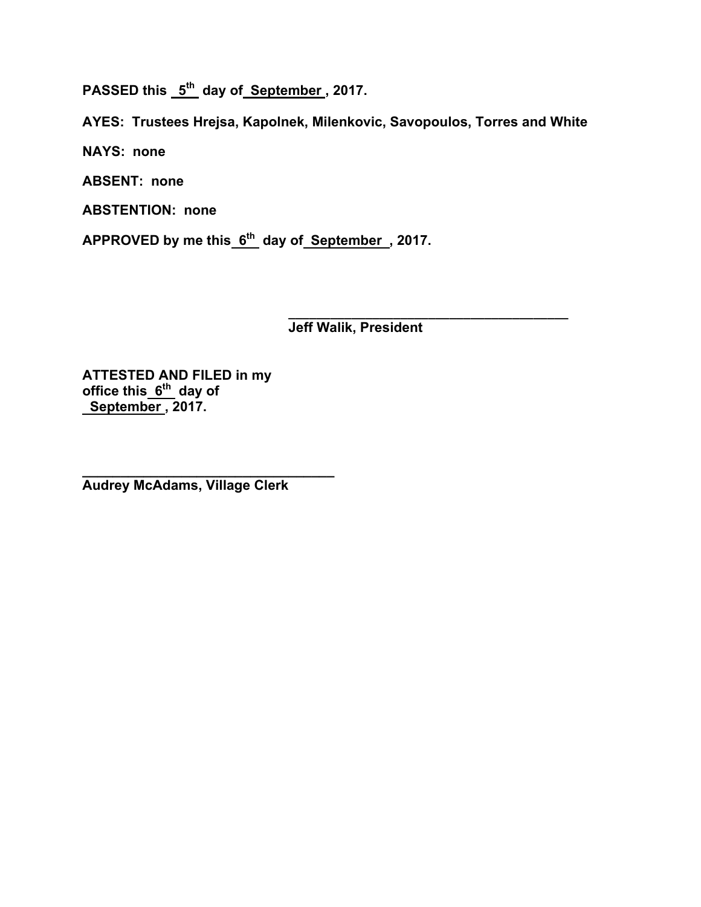**PASSED this 5th day of September, 2017.**

**AYES: Trustees Hrejsa, Kapolnek, Milenkovic, Savopoulos, Torres and White**

**NAYS: none**

**ABSENT: none**

**ABSTENTION: none**

**APPROVED by me this 6th day of September, 2017.**

\_\_\_\_\_\_\_\_\_\_\_\_\_\_\_\_\_\_\_\_\_\_\_\_\_\_\_\_\_\_\_\_\_\_\_\_\_\_\_\_
**Jeff Walik, President**

**ATTESTED AND FILED in my office this 6th day of September, 2017.**

\_\_\_\_\_\_\_\_\_\_\_\_\_\_\_\_\_\_\_\_\_\_\_\_\_\_\_\_\_\_\_\_\_\_\_\_
**Audrey McAdams, Village Clerk**